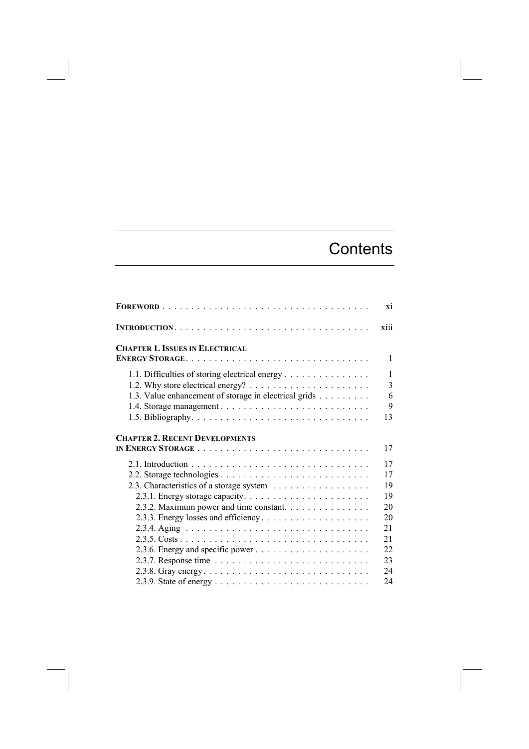# Contents

**FOREWORD** . . . . . . . . . . . . . . . . . . . . . . . . . . . . . . . . . . . . xi

**INTRODUCTION** . . . . . . . . . . . . . . . . . . . . . . . . . . . . . . . . . . xiii

**CHAPTER 1. ISSUES IN ELECTRICAL ENERGY STORAGE** . . . . . . . . . . . . . . . . . . . . . . . . . . . . . . . . 1

- 1.1. Difficulties of storing electrical energy . . . . . . . . . . . . . . . 1
- 1.2. Why store electrical energy? . . . . . . . . . . . . . . . . . . . . . 3
- 1.3. Value enhancement of storage in electrical grids . . . . . . . . . 6
- 1.4. Storage management . . . . . . . . . . . . . . . . . . . . . . . . . . 9
- 1.5. Bibliography . . . . . . . . . . . . . . . . . . . . . . . . . . . . . . . 13

**CHAPTER 2. RECENT DEVELOPMENTS IN ENERGY STORAGE** . . . . . . . . . . . . . . . . . . . . . . . . . . . . . . 17

- 2.1. Introduction . . . . . . . . . . . . . . . . . . . . . . . . . . . . . . . 17
- 2.2. Storage technologies . . . . . . . . . . . . . . . . . . . . . . . . . . 17
- 2.3. Characteristics of a storage system . . . . . . . . . . . . . . . . . 19
  - 2.3.1. Energy storage capacity . . . . . . . . . . . . . . . . . . . . . . 19
  - 2.3.2. Maximum power and time constant . . . . . . . . . . . . . . . 20
  - 2.3.3. Energy losses and efficiency . . . . . . . . . . . . . . . . . . . 20
  - 2.3.4. Aging . . . . . . . . . . . . . . . . . . . . . . . . . . . . . . . . 21
  - 2.3.5. Costs . . . . . . . . . . . . . . . . . . . . . . . . . . . . . . . . . 21
  - 2.3.6. Energy and specific power . . . . . . . . . . . . . . . . . . . . 22
  - 2.3.7. Response time . . . . . . . . . . . . . . . . . . . . . . . . . . . 23
  - 2.3.8. Gray energy . . . . . . . . . . . . . . . . . . . . . . . . . . . . . 24
  - 2.3.9. State of energy . . . . . . . . . . . . . . . . . . . . . . . . . . . 24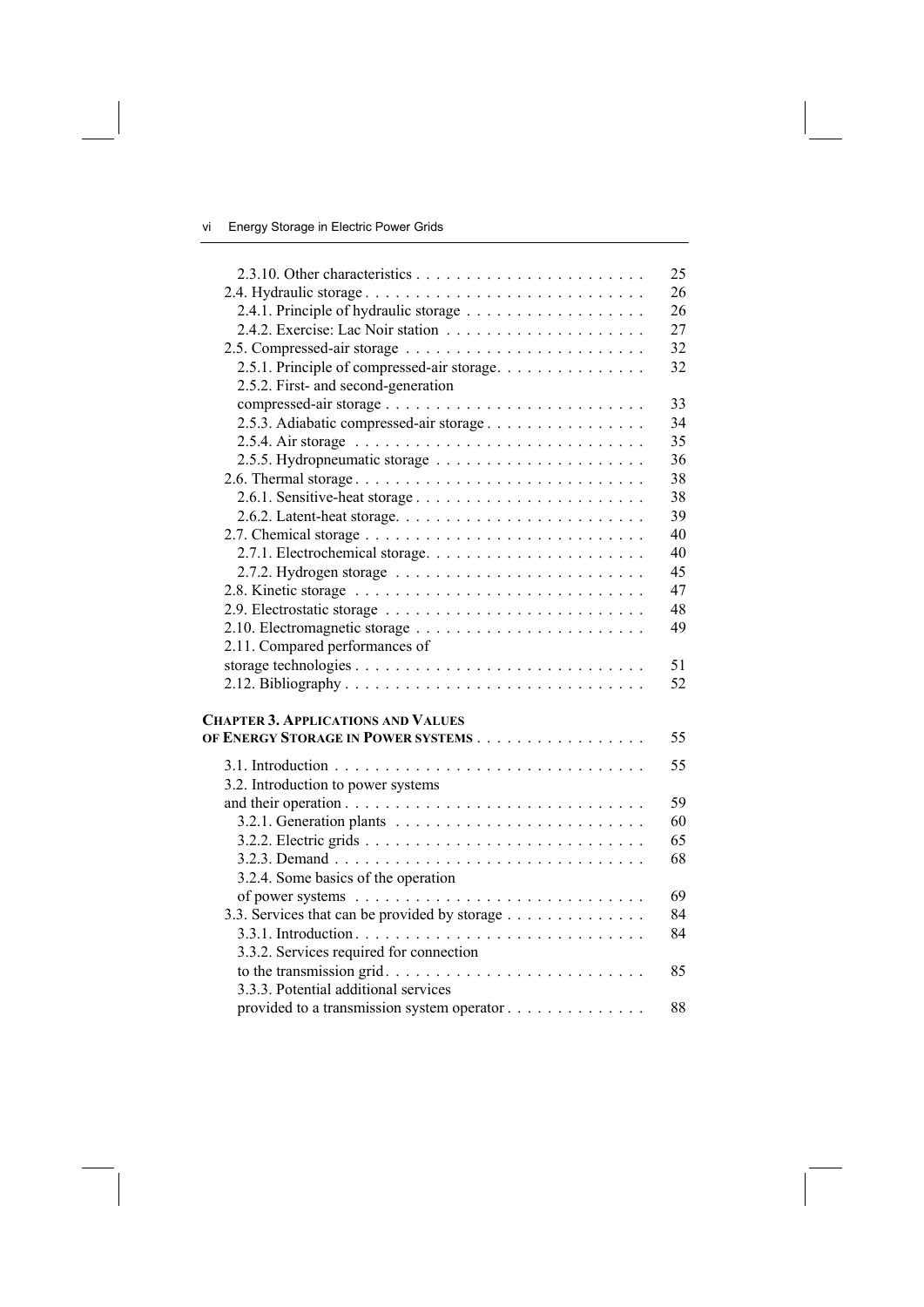2.3.10. Other characteristics . . . . . . . . . . . . . . . . . . . . . . . 25
2.4. Hydraulic storage . . . . . . . . . . . . . . . . . . . . . . . . . . . . 26
2.4.1. Principle of hydraulic storage . . . . . . . . . . . . . . . . . . 26
2.4.2. Exercise: Lac Noir station . . . . . . . . . . . . . . . . . . . . 27
2.5. Compressed-air storage . . . . . . . . . . . . . . . . . . . . . . . . 32
2.5.1. Principle of compressed-air storage. . . . . . . . . . . . . . . 32
2.5.2. First- and second-generation compressed-air storage . . . . . . . . . . . . . . . . . . . . . . . . . . 33
2.5.3. Adiabatic compressed-air storage . . . . . . . . . . . . . . . . 34
2.5.4. Air storage . . . . . . . . . . . . . . . . . . . . . . . . . . . . 35
2.5.5. Hydropneumatic storage . . . . . . . . . . . . . . . . . . . . . 36
2.6. Thermal storage . . . . . . . . . . . . . . . . . . . . . . . . . . . . 38
2.6.1. Sensitive-heat storage . . . . . . . . . . . . . . . . . . . . . . . 38
2.6.2. Latent-heat storage. . . . . . . . . . . . . . . . . . . . . . . . . 39
2.7. Chemical storage . . . . . . . . . . . . . . . . . . . . . . . . . . . . 40
2.7.1. Electrochemical storage. . . . . . . . . . . . . . . . . . . . . . 40
2.7.2. Hydrogen storage . . . . . . . . . . . . . . . . . . . . . . . . . 45
2.8. Kinetic storage . . . . . . . . . . . . . . . . . . . . . . . . . . . . . 47
2.9. Electrostatic storage . . . . . . . . . . . . . . . . . . . . . . . . . . 48
2.10. Electromagnetic storage . . . . . . . . . . . . . . . . . . . . . . . 49
2.11. Compared performances of storage technologies . . . . . . . . . . . . . . . . . . . . . . . . . . . . 51
2.12. Bibliography . . . . . . . . . . . . . . . . . . . . . . . . . . . . . 52

**CHAPTER 3. APPLICATIONS AND VALUES OF ENERGY STORAGE IN POWER SYSTEMS** . . . . . . . . . . . . . . . . . 55

3.1. Introduction . . . . . . . . . . . . . . . . . . . . . . . . . . . . . . 55
3.2. Introduction to power systems and their operation . . . . . . . . . . . . . . . . . . . . . . . . . . . . . 59
3.2.1. Generation plants . . . . . . . . . . . . . . . . . . . . . . . . . 60
3.2.2. Electric grids . . . . . . . . . . . . . . . . . . . . . . . . . . . . 65
3.2.3. Demand . . . . . . . . . . . . . . . . . . . . . . . . . . . . . . . 68
3.2.4. Some basics of the operation of power systems . . . . . . . . . . . . . . . . . . . . . . . . . . . . 69
3.3. Services that can be provided by storage . . . . . . . . . . . . . . 84
3.3.1. Introduction. . . . . . . . . . . . . . . . . . . . . . . . . . . . . 84
3.3.2. Services required for connection to the transmission grid. . . . . . . . . . . . . . . . . . . . . . . . . 85
3.3.3. Potential additional services provided to a transmission system operator . . . . . . . . . . . . . . 88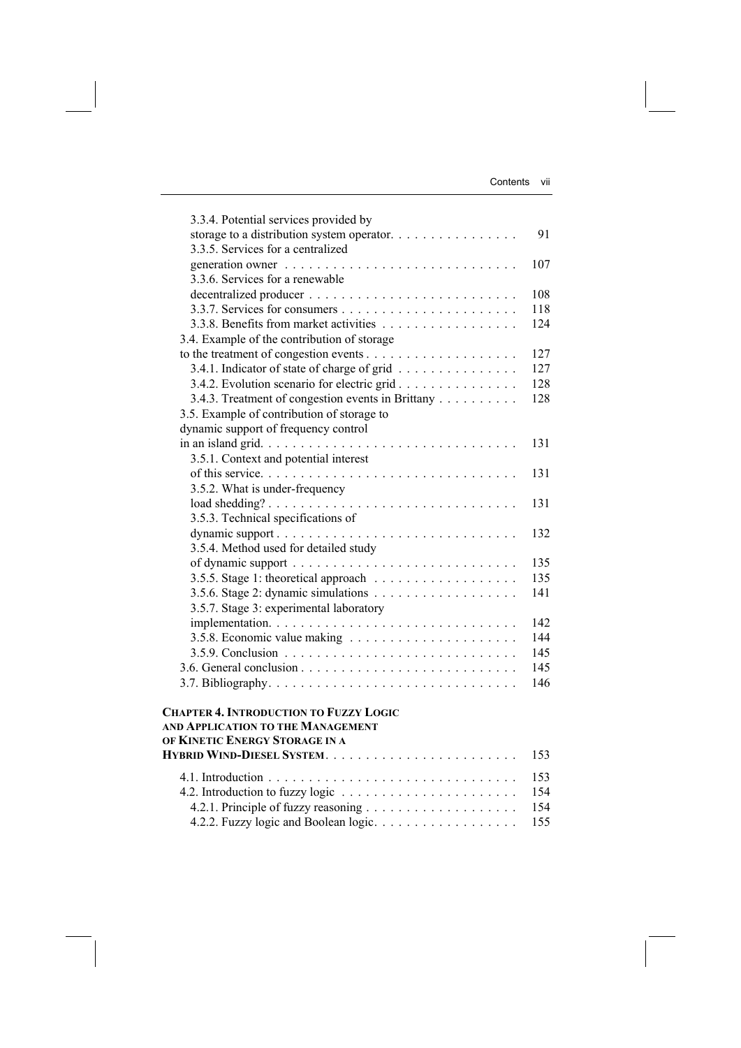3.3.4. Potential services provided by storage to a distribution system operator. . . . . . . . . . . . . . . . 91
3.3.5. Services for a centralized generation owner . . . . . . . . . . . . . . . . . . . . . . . . . . . . 107
3.3.6. Services for a renewable decentralized producer . . . . . . . . . . . . . . . . . . . . . . . . . . 108
3.3.7. Services for consumers . . . . . . . . . . . . . . . . . . . . . . . 118
3.3.8. Benefits from market activities . . . . . . . . . . . . . . . . . 124

3.4. Example of the contribution of storage to the treatment of congestion events . . . . . . . . . . . . . . . . . . . 127
3.4.1. Indicator of state of charge of grid . . . . . . . . . . . . . . . 127
3.4.2. Evolution scenario for electric grid . . . . . . . . . . . . . . . 128
3.4.3. Treatment of congestion events in Brittany . . . . . . . . . . 128

3.5. Example of contribution of storage to dynamic support of frequency control in an island grid. . . . . . . . . . . . . . . . . . . . . . . . . . . . . . . 131
3.5.1. Context and potential interest of this service. . . . . . . . . . . . . . . . . . . . . . . . . . . . . . . 131
3.5.2. What is under-frequency load shedding? . . . . . . . . . . . . . . . . . . . . . . . . . . . . . . 131
3.5.3. Technical specifications of dynamic support . . . . . . . . . . . . . . . . . . . . . . . . . . . . . . 132
3.5.4. Method used for detailed study of dynamic support . . . . . . . . . . . . . . . . . . . . . . . . . . . 135
3.5.5. Stage 1: theoretical approach . . . . . . . . . . . . . . . . . . 135
3.5.6. Stage 2: dynamic simulations . . . . . . . . . . . . . . . . . . 141
3.5.7. Stage 3: experimental laboratory implementation. . . . . . . . . . . . . . . . . . . . . . . . . . . . . . . 142
3.5.8. Economic value making . . . . . . . . . . . . . . . . . . . . . 144
3.5.9. Conclusion . . . . . . . . . . . . . . . . . . . . . . . . . . . . . 145

3.6. General conclusion . . . . . . . . . . . . . . . . . . . . . . . . . . . 145
3.7. Bibliography. . . . . . . . . . . . . . . . . . . . . . . . . . . . . . . 146

**CHAPTER 4. INTRODUCTION TO FUZZY LOGIC AND APPLICATION TO THE MANAGEMENT OF KINETIC ENERGY STORAGE IN A HYBRID WIND-DIESEL SYSTEM** . . . . . . . . . . . . . . . . . . . . . . . 153

4.1. Introduction . . . . . . . . . . . . . . . . . . . . . . . . . . . . . . . 153
4.2. Introduction to fuzzy logic . . . . . . . . . . . . . . . . . . . . . . 154
4.2.1. Principle of fuzzy reasoning . . . . . . . . . . . . . . . . . . . 154
4.2.2. Fuzzy logic and Boolean logic. . . . . . . . . . . . . . . . . . 155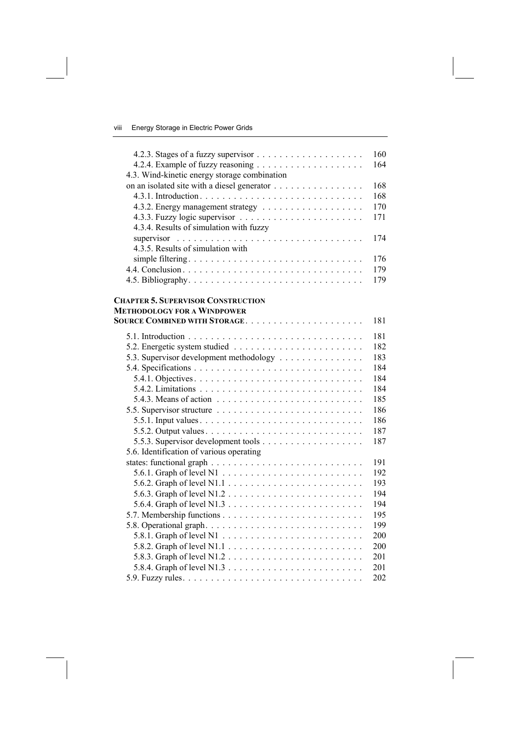4.2.3. Stages of a fuzzy supervisor . . . . . . . . . . . . . . . . . . . 160
4.2.4. Example of fuzzy reasoning . . . . . . . . . . . . . . . . . . . 164
4.3. Wind-kinetic energy storage combination on an isolated site with a diesel generator . . . . . . . . . . . . . . . 168
4.3.1. Introduction . . . . . . . . . . . . . . . . . . . . . . . . . . . . 168
4.3.2. Energy management strategy . . . . . . . . . . . . . . . . . . 170
4.3.3. Fuzzy logic supervisor . . . . . . . . . . . . . . . . . . . . . . 171
4.3.4. Results of simulation with fuzzy supervisor . . . . . . . . . . . . . . . . . . . . . . . . . . . . . . . . 174
4.3.5. Results of simulation with simple filtering . . . . . . . . . . . . . . . . . . . . . . . . . . . . . . 176
4.4. Conclusion . . . . . . . . . . . . . . . . . . . . . . . . . . . . . . . 179
4.5. Bibliography . . . . . . . . . . . . . . . . . . . . . . . . . . . . . . 179

**CHAPTER 5. SUPERVISOR CONSTRUCTION METHODOLOGY FOR A WINDPOWER SOURCE COMBINED WITH STORAGE** . . . . . . . . . . . . . . . . . . . . . 181

5.1. Introduction . . . . . . . . . . . . . . . . . . . . . . . . . . . . . . 181
5.2. Energetic system studied . . . . . . . . . . . . . . . . . . . . . . . 182
5.3. Supervisor development methodology . . . . . . . . . . . . . . . 183
5.4. Specifications . . . . . . . . . . . . . . . . . . . . . . . . . . . . . 184
5.4.1. Objectives . . . . . . . . . . . . . . . . . . . . . . . . . . . . . 184
5.4.2. Limitations . . . . . . . . . . . . . . . . . . . . . . . . . . . . 184
5.4.3. Means of action . . . . . . . . . . . . . . . . . . . . . . . . . . 185
5.5. Supervisor structure . . . . . . . . . . . . . . . . . . . . . . . . . 186
5.5.1. Input values . . . . . . . . . . . . . . . . . . . . . . . . . . . . 186
5.5.2. Output values . . . . . . . . . . . . . . . . . . . . . . . . . . . 187
5.5.3. Supervisor development tools . . . . . . . . . . . . . . . . . . 187
5.6. Identification of various operating states: functional graph . . . . . . . . . . . . . . . . . . . . . . . . . . 191
5.6.1. Graph of level N1 . . . . . . . . . . . . . . . . . . . . . . . . . 192
5.6.2. Graph of level N1.1 . . . . . . . . . . . . . . . . . . . . . . . . 193
5.6.3. Graph of level N1.2 . . . . . . . . . . . . . . . . . . . . . . . . 194
5.6.4. Graph of level N1.3 . . . . . . . . . . . . . . . . . . . . . . . . 194
5.7. Membership functions . . . . . . . . . . . . . . . . . . . . . . . . . 195
5.8. Operational graph . . . . . . . . . . . . . . . . . . . . . . . . . . . 199
5.8.1. Graph of level N1 . . . . . . . . . . . . . . . . . . . . . . . . . 200
5.8.2. Graph of level N1.1 . . . . . . . . . . . . . . . . . . . . . . . . 200
5.8.3. Graph of level N1.2 . . . . . . . . . . . . . . . . . . . . . . . . 201
5.8.4. Graph of level N1.3 . . . . . . . . . . . . . . . . . . . . . . . . 201
5.9. Fuzzy rules . . . . . . . . . . . . . . . . . . . . . . . . . . . . . . . 202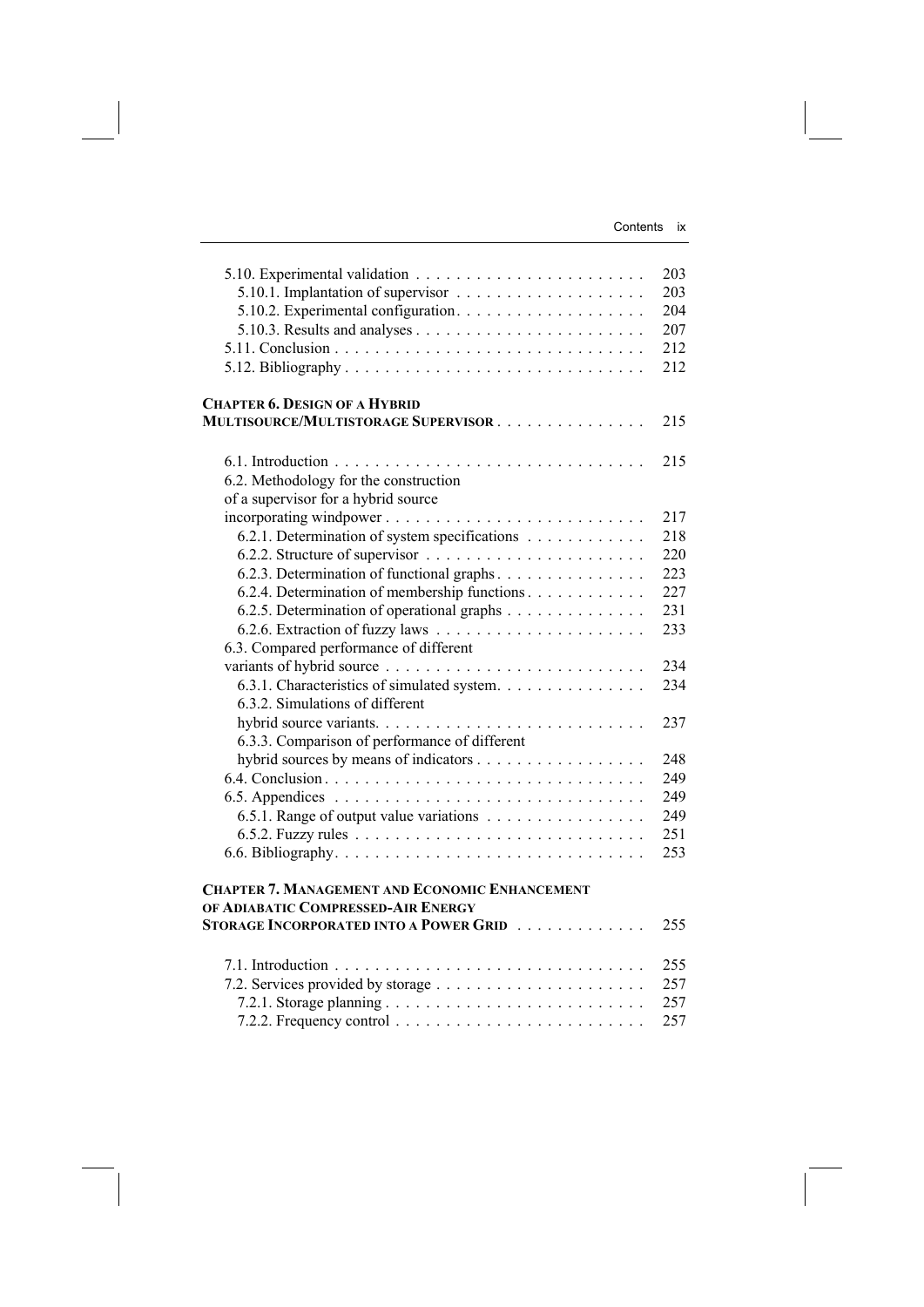5.10. Experimental validation . . . . . . . . . . . . . . . . . . . . . . . 203
 5.10.1. Implantation of supervisor . . . . . . . . . . . . . . . . . . . 203
 5.10.2. Experimental configuration. . . . . . . . . . . . . . . . . . . 204
 5.10.3. Results and analyses . . . . . . . . . . . . . . . . . . . . . . 207
5.11. Conclusion . . . . . . . . . . . . . . . . . . . . . . . . . . . . . . 212
5.12. Bibliography . . . . . . . . . . . . . . . . . . . . . . . . . . . . . 212

**CHAPTER 6. DESIGN OF A HYBRID MULTISOURCE/MULTISTORAGE SUPERVISOR** . . . . . . . . . . . . . . . 215

6.1. Introduction . . . . . . . . . . . . . . . . . . . . . . . . . . . . . . 215
6.2. Methodology for the construction of a supervisor for a hybrid source incorporating windpower . . . . . . . . . . . . . . . . . . . . . . . . . . 217
 6.2.1. Determination of system specifications . . . . . . . . . . . 218
 6.2.2. Structure of supervisor . . . . . . . . . . . . . . . . . . . . . 220
 6.2.3. Determination of functional graphs . . . . . . . . . . . . . . 223
 6.2.4. Determination of membership functions . . . . . . . . . . . 227
 6.2.5. Determination of operational graphs . . . . . . . . . . . . . 231
 6.2.6. Extraction of fuzzy laws . . . . . . . . . . . . . . . . . . . . 233
6.3. Compared performance of different variants of hybrid source . . . . . . . . . . . . . . . . . . . . . . . . . . 234
 6.3.1. Characteristics of simulated system. . . . . . . . . . . . . . 234
 6.3.2. Simulations of different hybrid source variants. . . . . . . . . . . . . . . . . . . . . . . . . . 237
 6.3.3. Comparison of performance of different hybrid sources by means of indicators . . . . . . . . . . . . . . . . . 248
6.4. Conclusion . . . . . . . . . . . . . . . . . . . . . . . . . . . . . . . 249
6.5. Appendices . . . . . . . . . . . . . . . . . . . . . . . . . . . . . . 249
 6.5.1. Range of output value variations . . . . . . . . . . . . . . . 249
 6.5.2. Fuzzy rules . . . . . . . . . . . . . . . . . . . . . . . . . . . . 251
6.6. Bibliography. . . . . . . . . . . . . . . . . . . . . . . . . . . . . . 253

**CHAPTER 7. MANAGEMENT AND ECONOMIC ENHANCEMENT OF ADIABATIC COMPRESSED-AIR ENERGY STORAGE INCORPORATED INTO A POWER GRID** . . . . . . . . . . . . 255

7.1. Introduction . . . . . . . . . . . . . . . . . . . . . . . . . . . . . . 255
7.2. Services provided by storage . . . . . . . . . . . . . . . . . . . . . 257
 7.2.1. Storage planning . . . . . . . . . . . . . . . . . . . . . . . . . 257
 7.2.2. Frequency control . . . . . . . . . . . . . . . . . . . . . . . . 257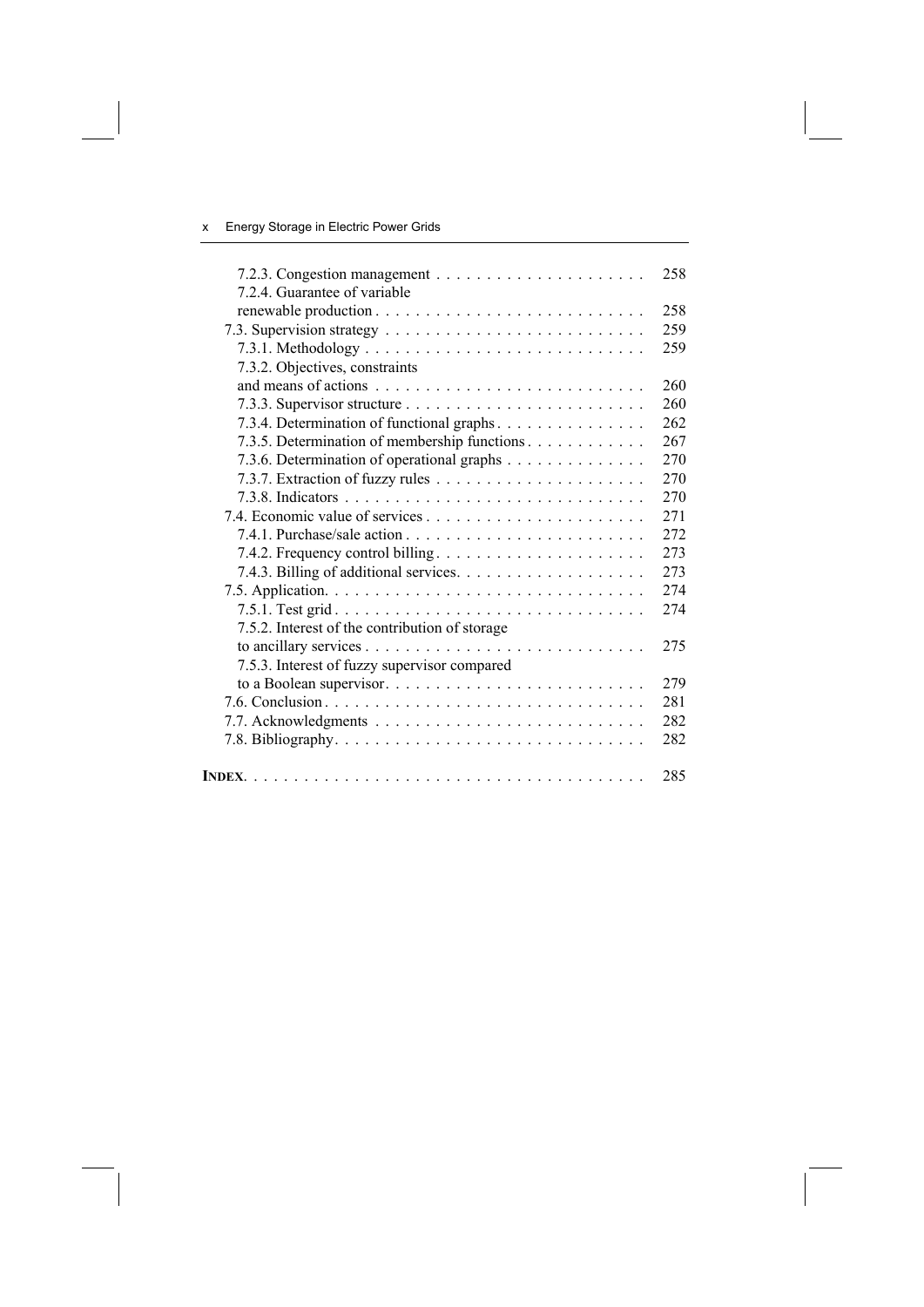7.2.3. Congestion management . . . . . . . . . . . . . . . . . . . . . 258
7.2.4. Guarantee of variable renewable production . . . . . . . . . . . . . . . . . . . . . . . . . . 258
7.3. Supervision strategy . . . . . . . . . . . . . . . . . . . . . . . . . . 259
7.3.1. Methodology . . . . . . . . . . . . . . . . . . . . . . . . . . . . 259
7.3.2. Objectives, constraints and means of actions . . . . . . . . . . . . . . . . . . . . . . . . . . 260
7.3.3. Supervisor structure . . . . . . . . . . . . . . . . . . . . . . . . 260
7.3.4. Determination of functional graphs . . . . . . . . . . . . . . . 262
7.3.5. Determination of membership functions . . . . . . . . . . . . 267
7.3.6. Determination of operational graphs . . . . . . . . . . . . . . 270
7.3.7. Extraction of fuzzy rules . . . . . . . . . . . . . . . . . . . . . 270
7.3.8. Indicators . . . . . . . . . . . . . . . . . . . . . . . . . . . . . . 270
7.4. Economic value of services . . . . . . . . . . . . . . . . . . . . . . 271
7.4.1. Purchase/sale action . . . . . . . . . . . . . . . . . . . . . . . . 272
7.4.2. Frequency control billing . . . . . . . . . . . . . . . . . . . . . 273
7.4.3. Billing of additional services. . . . . . . . . . . . . . . . . . . . 273
7.5. Application. . . . . . . . . . . . . . . . . . . . . . . . . . . . . . . . 274
7.5.1. Test grid . . . . . . . . . . . . . . . . . . . . . . . . . . . . . . . 274
7.5.2. Interest of the contribution of storage to ancillary services . . . . . . . . . . . . . . . . . . . . . . . . . . . 275
7.5.3. Interest of fuzzy supervisor compared to a Boolean supervisor. . . . . . . . . . . . . . . . . . . . . . . . . . 279
7.6. Conclusion . . . . . . . . . . . . . . . . . . . . . . . . . . . . . . . . 281
7.7. Acknowledgments . . . . . . . . . . . . . . . . . . . . . . . . . . . 282
7.8. Bibliography. . . . . . . . . . . . . . . . . . . . . . . . . . . . . . . 282

**INDEX**. . . . . . . . . . . . . . . . . . . . . . . . . . . . . . . . . . . . . . 285